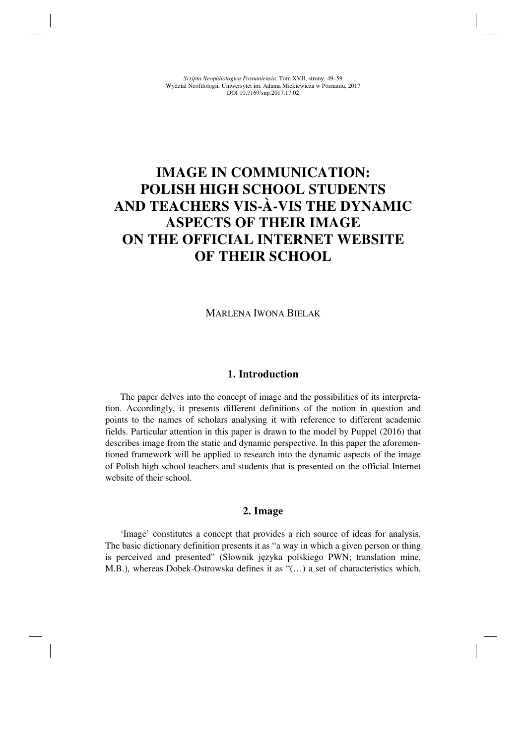# IMAGE IN COMMUNICATION: POLISH HIGH SCHOOL STUDENTS AND TEACHERS VIS-À-VIS THE DYNAMIC ASPECTS OF THEIR IMAGE ON THE OFFICIAL INTERNET WEBSITE OF THEIR SCHOOL

MARLENA IWONA BIELAK

## 1. Introduction

The paper delves into the concept of image and the possibilities of its interpretation. Accordingly, it presents different definitions of the notion in question and points to the names of scholars analysing it with reference to different academic fields. Particular attention in this paper is drawn to the model by Puppel (2016) that describes image from the static and dynamic perspective. In this paper the aforementioned framework will be applied to research into the dynamic aspects of the image of Polish high school teachers and students that is presented on the official Internet website of their school.

## 2. Image

'Image' constitutes a concept that provides a rich source of ideas for analysis. The basic dictionary definition presents it as "a way in which a given person or thing is perceived and presented" (Słownik języka polskiego PWN; translation mine, M.B.), whereas Dobek-Ostrowska defines it as "(…) a set of characteristics which,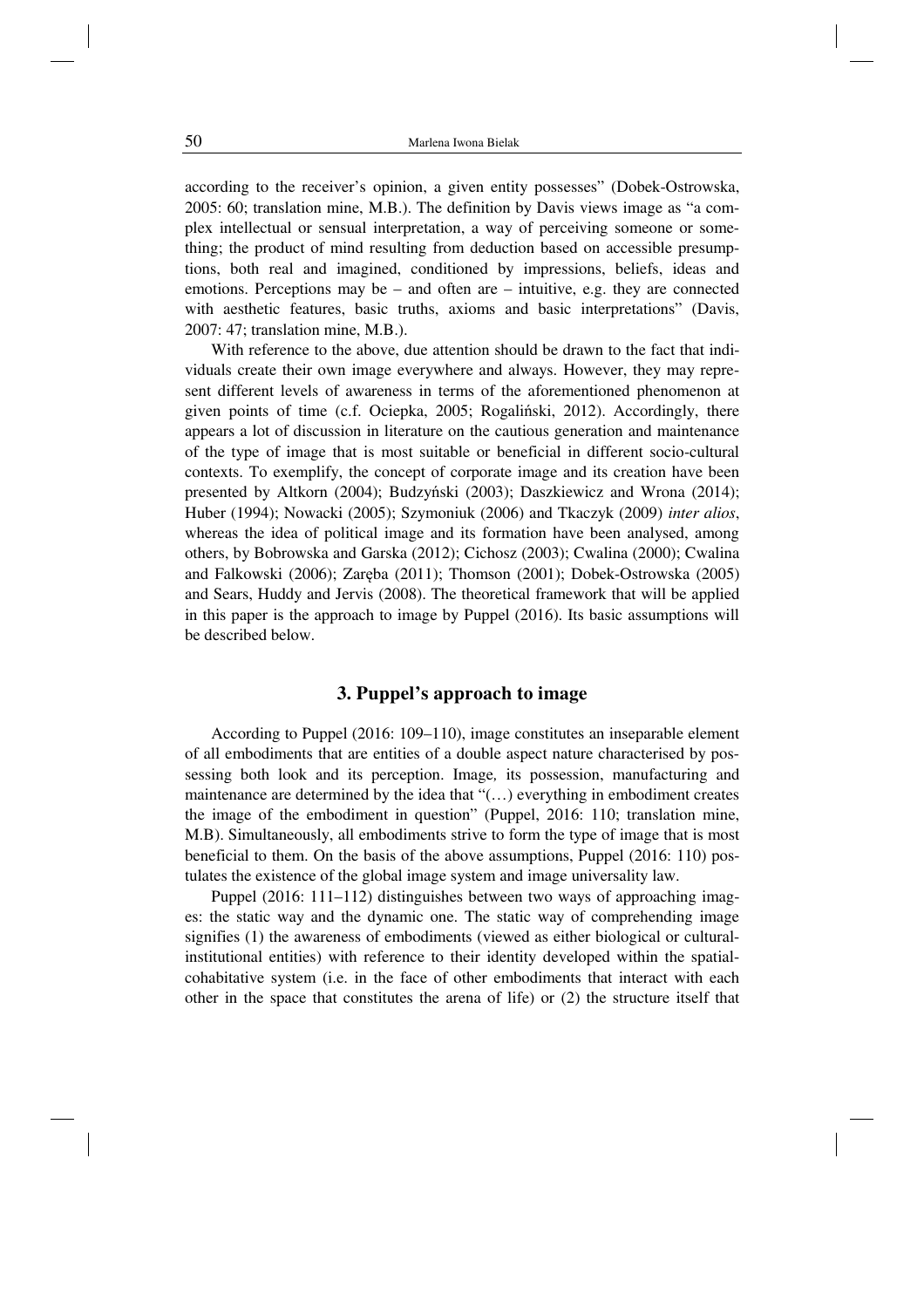according to the receiver's opinion, a given entity possesses" (Dobek-Ostrowska, 2005: 60; translation mine, M.B.). The definition by Davis views image as "a complex intellectual or sensual interpretation, a way of perceiving someone or something; the product of mind resulting from deduction based on accessible presumptions, both real and imagined, conditioned by impressions, beliefs, ideas and emotions. Perceptions may be – and often are – intuitive, e.g. they are connected with aesthetic features, basic truths, axioms and basic interpretations" (Davis, 2007: 47; translation mine, M.B.).

With reference to the above, due attention should be drawn to the fact that individuals create their own image everywhere and always. However, they may represent different levels of awareness in terms of the aforementioned phenomenon at given points of time (c.f. Ociepka, 2005; Rogaliński, 2012). Accordingly, there appears a lot of discussion in literature on the cautious generation and maintenance of the type of image that is most suitable or beneficial in different socio-cultural contexts. To exemplify, the concept of corporate image and its creation have been presented by Altkorn (2004); Budzyński (2003); Daszkiewicz and Wrona (2014); Huber (1994); Nowacki (2005); Szymoniuk (2006) and Tkaczyk (2009) *inter alios*, whereas the idea of political image and its formation have been analysed, among others, by Bobrowska and Garska (2012); Cichosz (2003); Cwalina (2000); Cwalina and Falkowski (2006); Zaręba (2011); Thomson (2001); Dobek-Ostrowska (2005) and Sears, Huddy and Jervis (2008). The theoretical framework that will be applied in this paper is the approach to image by Puppel (2016). Its basic assumptions will be described below.

## 3. Puppel's approach to image

According to Puppel (2016: 109–110), image constitutes an inseparable element of all embodiments that are entities of a double aspect nature characterised by possessing both look and its perception. Image, its possession, manufacturing and maintenance are determined by the idea that "(…) everything in embodiment creates the image of the embodiment in question" (Puppel, 2016: 110; translation mine, M.B). Simultaneously, all embodiments strive to form the type of image that is most beneficial to them. On the basis of the above assumptions, Puppel (2016: 110) postulates the existence of the global image system and image universality law.

Puppel (2016: 111–112) distinguishes between two ways of approaching images: the static way and the dynamic one. The static way of comprehending image signifies (1) the awareness of embodiments (viewed as either biological or cultural-institutional entities) with reference to their identity developed within the spatial-cohabitative system (i.e. in the face of other embodiments that interact with each other in the space that constitutes the arena of life) or (2) the structure itself that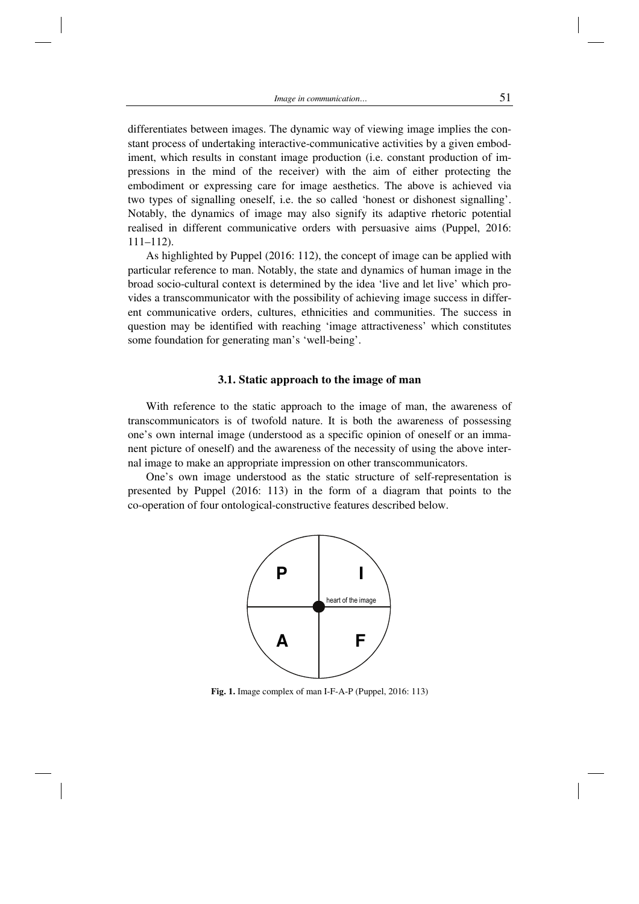differentiates between images. The dynamic way of viewing image implies the constant process of undertaking interactive-communicative activities by a given embodiment, which results in constant image production (i.e. constant production of impressions in the mind of the receiver) with the aim of either protecting the embodiment or expressing care for image aesthetics. The above is achieved via two types of signalling oneself, i.e. the so called 'honest or dishonest signalling'. Notably, the dynamics of image may also signify its adaptive rhetoric potential realised in different communicative orders with persuasive aims (Puppel, 2016: 111–112).

As highlighted by Puppel (2016: 112), the concept of image can be applied with particular reference to man. Notably, the state and dynamics of human image in the broad socio-cultural context is determined by the idea 'live and let live' which provides a transcommunicator with the possibility of achieving image success in different communicative orders, cultures, ethnicities and communities. The success in question may be identified with reaching 'image attractiveness' which constitutes some foundation for generating man's 'well-being'.

### 3.1. Static approach to the image of man

With reference to the static approach to the image of man, the awareness of transcommunicators is of twofold nature. It is both the awareness of possessing one's own internal image (understood as a specific opinion of oneself or an immanent picture of oneself) and the awareness of the necessity of using the above internal image to make an appropriate impression on other transcommunicators.

One's own image understood as the static structure of self-representation is presented by Puppel (2016: 113) in the form of a diagram that points to the co-operation of four ontological-constructive features described below.

P I A F heart of the image

**Fig. 1.** Image complex of man I-F-A-P (Puppel, 2016: 113)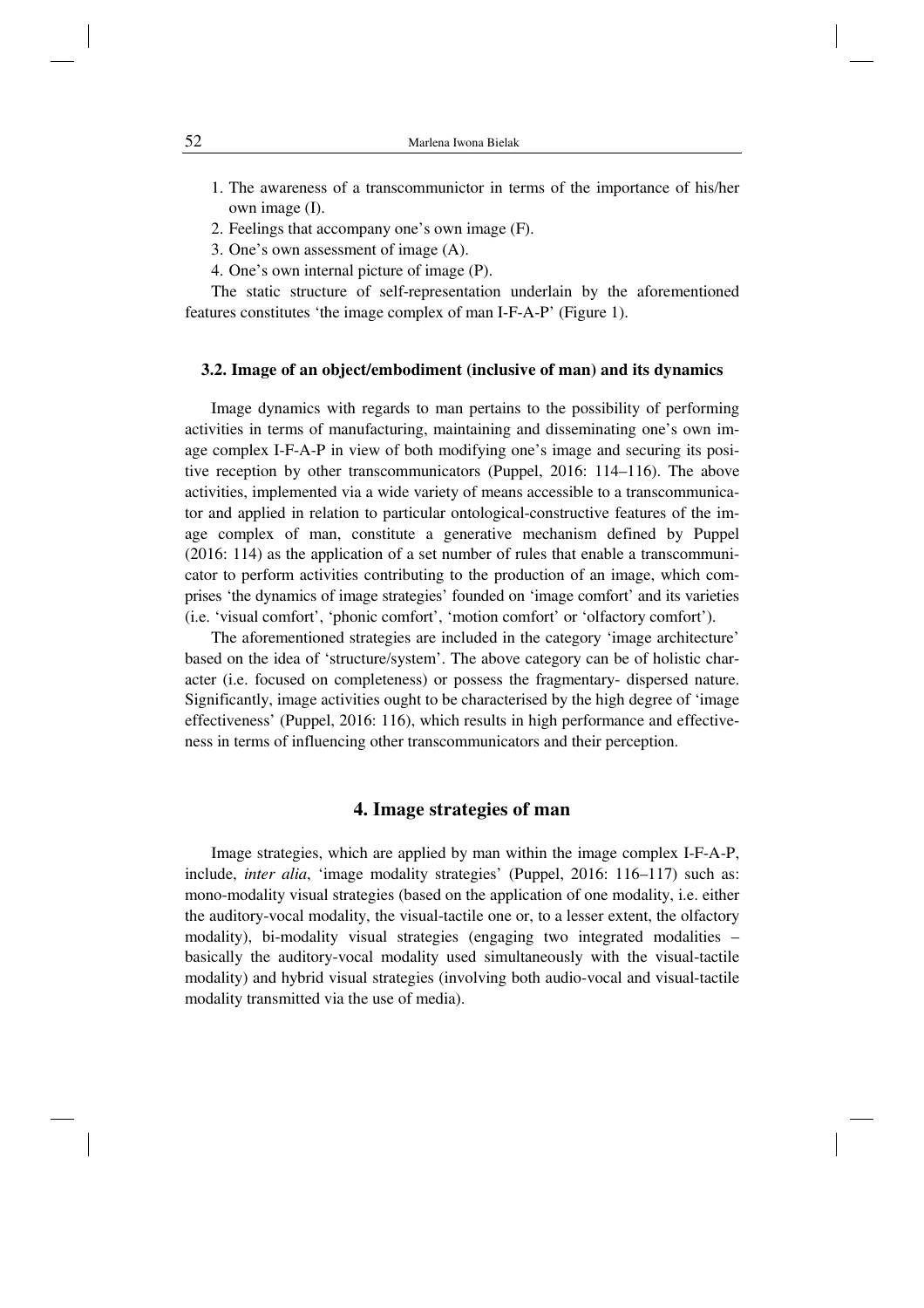1. The awareness of a transcommunictor in terms of the importance of his/her own image (I).
2. Feelings that accompany one's own image (F).
3. One's own assessment of image (A).
4. One's own internal picture of image (P).

The static structure of self-representation underlain by the aforementioned features constitutes 'the image complex of man I-F-A-P' (Figure 1).

### 3.2. Image of an object/embodiment (inclusive of man) and its dynamics

Image dynamics with regards to man pertains to the possibility of performing activities in terms of manufacturing, maintaining and disseminating one's own image complex I-F-A-P in view of both modifying one's image and securing its positive reception by other transcommunicators (Puppel, 2016: 114–116). The above activities, implemented via a wide variety of means accessible to a transcommunicator and applied in relation to particular ontological-constructive features of the image complex of man, constitute a generative mechanism defined by Puppel (2016: 114) as the application of a set number of rules that enable a transcommunicator to perform activities contributing to the production of an image, which comprises 'the dynamics of image strategies' founded on 'image comfort' and its varieties (i.e. 'visual comfort', 'phonic comfort', 'motion comfort' or 'olfactory comfort').

The aforementioned strategies are included in the category 'image architecture' based on the idea of 'structure/system'. The above category can be of holistic character (i.e. focused on completeness) or possess the fragmentary- dispersed nature. Significantly, image activities ought to be characterised by the high degree of 'image effectiveness' (Puppel, 2016: 116), which results in high performance and effectiveness in terms of influencing other transcommunicators and their perception.

## 4. Image strategies of man

Image strategies, which are applied by man within the image complex I-F-A-P, include, *inter alia*, 'image modality strategies' (Puppel, 2016: 116–117) such as: mono-modality visual strategies (based on the application of one modality, i.e. either the auditory-vocal modality, the visual-tactile one or, to a lesser extent, the olfactory modality), bi-modality visual strategies (engaging two integrated modalities – basically the auditory-vocal modality used simultaneously with the visual-tactile modality) and hybrid visual strategies (involving both audio-vocal and visual-tactile modality transmitted via the use of media).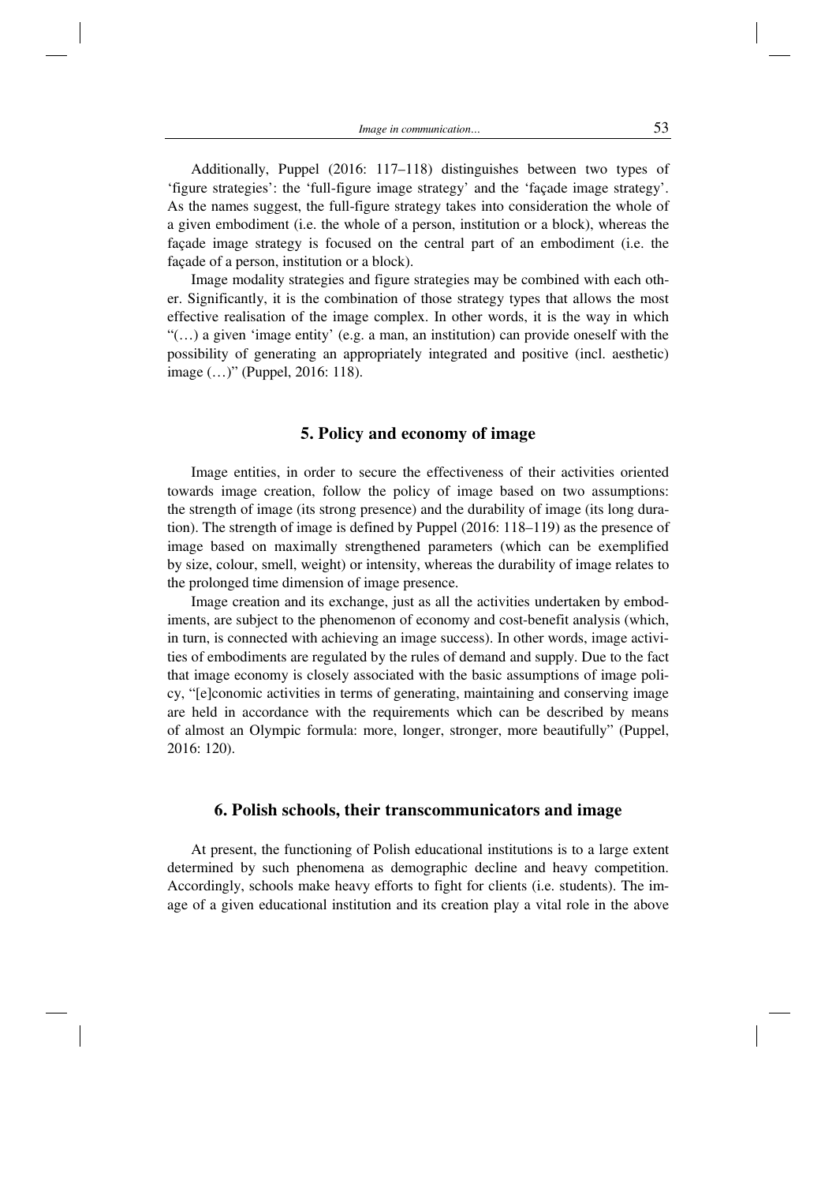Additionally, Puppel (2016: 117–118) distinguishes between two types of 'figure strategies': the 'full-figure image strategy' and the 'façade image strategy'. As the names suggest, the full-figure strategy takes into consideration the whole of a given embodiment (i.e. the whole of a person, institution or a block), whereas the façade image strategy is focused on the central part of an embodiment (i.e. the façade of a person, institution or a block).

Image modality strategies and figure strategies may be combined with each other. Significantly, it is the combination of those strategy types that allows the most effective realisation of the image complex. In other words, it is the way in which "(…) a given 'image entity' (e.g. a man, an institution) can provide oneself with the possibility of generating an appropriately integrated and positive (incl. aesthetic) image (…)" (Puppel, 2016: 118).

## 5. Policy and economy of image

Image entities, in order to secure the effectiveness of their activities oriented towards image creation, follow the policy of image based on two assumptions: the strength of image (its strong presence) and the durability of image (its long duration). The strength of image is defined by Puppel (2016: 118–119) as the presence of image based on maximally strengthened parameters (which can be exemplified by size, colour, smell, weight) or intensity, whereas the durability of image relates to the prolonged time dimension of image presence.

Image creation and its exchange, just as all the activities undertaken by embodiments, are subject to the phenomenon of economy and cost-benefit analysis (which, in turn, is connected with achieving an image success). In other words, image activities of embodiments are regulated by the rules of demand and supply. Due to the fact that image economy is closely associated with the basic assumptions of image policy, "[e]conomic activities in terms of generating, maintaining and conserving image are held in accordance with the requirements which can be described by means of almost an Olympic formula: more, longer, stronger, more beautifully" (Puppel, 2016: 120).

## 6. Polish schools, their transcommunicators and image

At present, the functioning of Polish educational institutions is to a large extent determined by such phenomena as demographic decline and heavy competition. Accordingly, schools make heavy efforts to fight for clients (i.e. students). The image of a given educational institution and its creation play a vital role in the above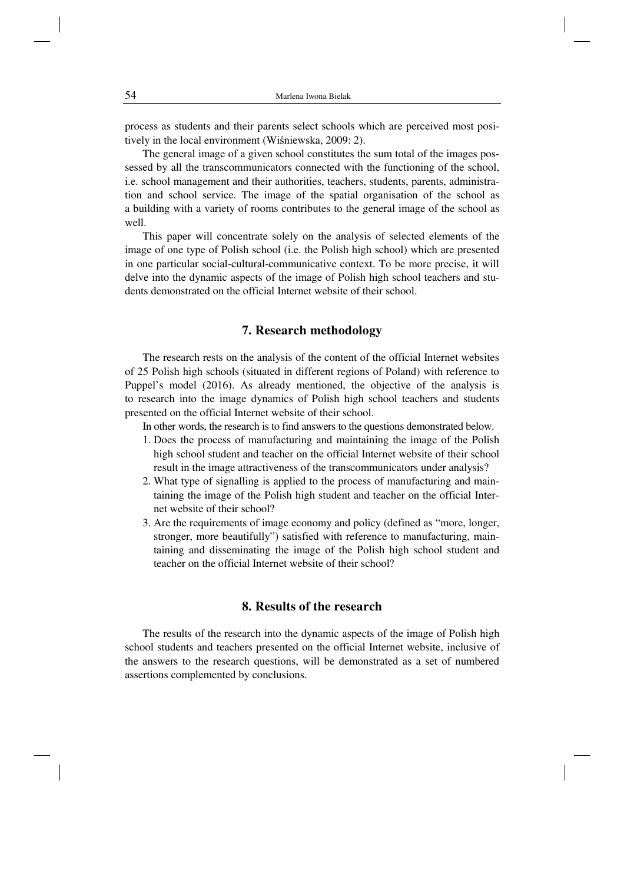process as students and their parents select schools which are perceived most positively in the local environment (Wiśniewska, 2009: 2).

The general image of a given school constitutes the sum total of the images possessed by all the transcommunicators connected with the functioning of the school, i.e. school management and their authorities, teachers, students, parents, administration and school service. The image of the spatial organisation of the school as a building with a variety of rooms contributes to the general image of the school as well.

This paper will concentrate solely on the analysis of selected elements of the image of one type of Polish school (i.e. the Polish high school) which are presented in one particular social-cultural-communicative context. To be more precise, it will delve into the dynamic aspects of the image of Polish high school teachers and students demonstrated on the official Internet website of their school.

## 7. Research methodology

The research rests on the analysis of the content of the official Internet websites of 25 Polish high schools (situated in different regions of Poland) with reference to Puppel's model (2016). As already mentioned, the objective of the analysis is to research into the image dynamics of Polish high school teachers and students presented on the official Internet website of their school.

In other words, the research is to find answers to the questions demonstrated below.

1. Does the process of manufacturing and maintaining the image of the Polish high school student and teacher on the official Internet website of their school result in the image attractiveness of the transcommunicators under analysis?
2. What type of signalling is applied to the process of manufacturing and maintaining the image of the Polish high student and teacher on the official Internet website of their school?
3. Are the requirements of image economy and policy (defined as "more, longer, stronger, more beautifully") satisfied with reference to manufacturing, maintaining and disseminating the image of the Polish high school student and teacher on the official Internet website of their school?

## 8. Results of the research

The results of the research into the dynamic aspects of the image of Polish high school students and teachers presented on the official Internet website, inclusive of the answers to the research questions, will be demonstrated as a set of numbered assertions complemented by conclusions.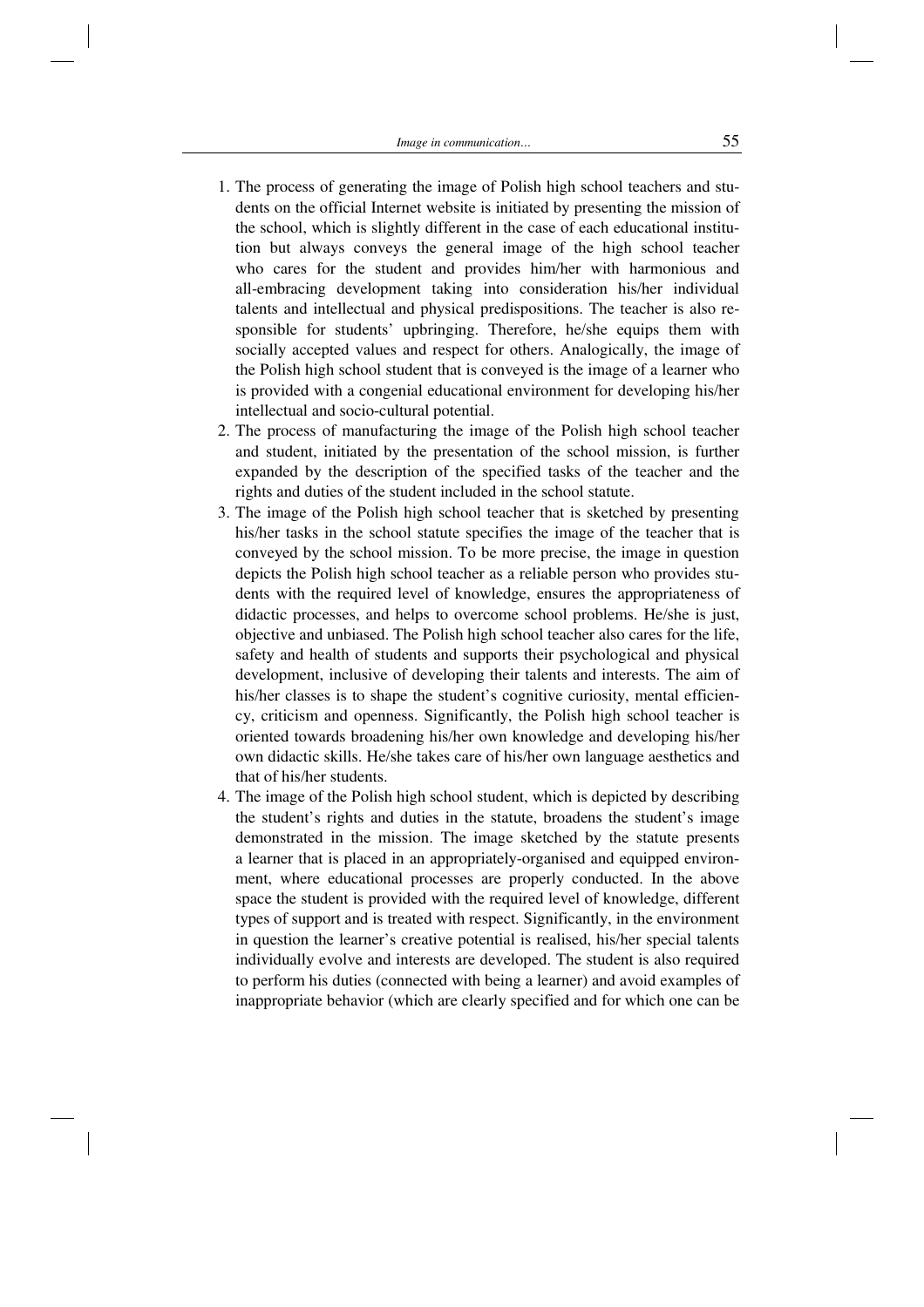1. The process of generating the image of Polish high school teachers and students on the official Internet website is initiated by presenting the mission of the school, which is slightly different in the case of each educational institution but always conveys the general image of the high school teacher who cares for the student and provides him/her with harmonious and all-embracing development taking into consideration his/her individual talents and intellectual and physical predispositions. The teacher is also responsible for students' upbringing. Therefore, he/she equips them with socially accepted values and respect for others. Analogically, the image of the Polish high school student that is conveyed is the image of a learner who is provided with a congenial educational environment for developing his/her intellectual and socio-cultural potential.
2. The process of manufacturing the image of the Polish high school teacher and student, initiated by the presentation of the school mission, is further expanded by the description of the specified tasks of the teacher and the rights and duties of the student included in the school statute.
3. The image of the Polish high school teacher that is sketched by presenting his/her tasks in the school statute specifies the image of the teacher that is conveyed by the school mission. To be more precise, the image in question depicts the Polish high school teacher as a reliable person who provides students with the required level of knowledge, ensures the appropriateness of didactic processes, and helps to overcome school problems. He/she is just, objective and unbiased. The Polish high school teacher also cares for the life, safety and health of students and supports their psychological and physical development, inclusive of developing their talents and interests. The aim of his/her classes is to shape the student's cognitive curiosity, mental efficiency, criticism and openness. Significantly, the Polish high school teacher is oriented towards broadening his/her own knowledge and developing his/her own didactic skills. He/she takes care of his/her own language aesthetics and that of his/her students.
4. The image of the Polish high school student, which is depicted by describing the student's rights and duties in the statute, broadens the student's image demonstrated in the mission. The image sketched by the statute presents a learner that is placed in an appropriately-organised and equipped environment, where educational processes are properly conducted. In the above space the student is provided with the required level of knowledge, different types of support and is treated with respect. Significantly, in the environment in question the learner's creative potential is realised, his/her special talents individually evolve and interests are developed. The student is also required to perform his duties (connected with being a learner) and avoid examples of inappropriate behavior (which are clearly specified and for which one can be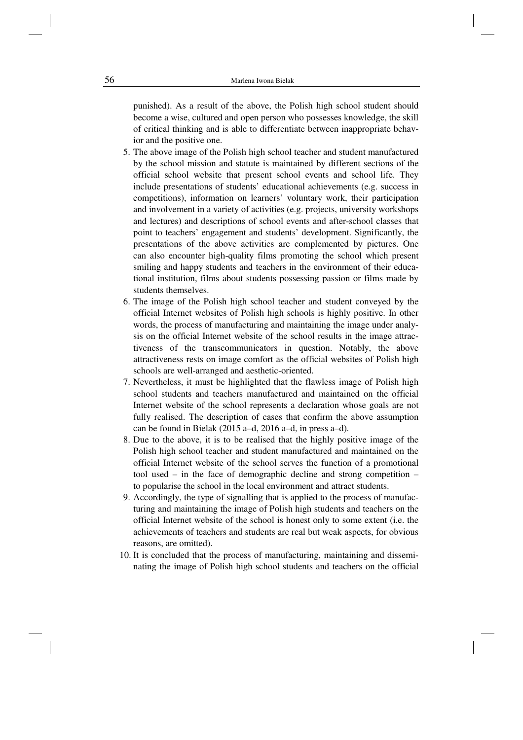punished). As a result of the above, the Polish high school student should become a wise, cultured and open person who possesses knowledge, the skill of critical thinking and is able to differentiate between inappropriate behavior and the positive one.

5. The above image of the Polish high school teacher and student manufactured by the school mission and statute is maintained by different sections of the official school website that present school events and school life. They include presentations of students' educational achievements (e.g. success in competitions), information on learners' voluntary work, their participation and involvement in a variety of activities (e.g. projects, university workshops and lectures) and descriptions of school events and after-school classes that point to teachers' engagement and students' development. Significantly, the presentations of the above activities are complemented by pictures. One can also encounter high-quality films promoting the school which present smiling and happy students and teachers in the environment of their educational institution, films about students possessing passion or films made by students themselves.
6. The image of the Polish high school teacher and student conveyed by the official Internet websites of Polish high schools is highly positive. In other words, the process of manufacturing and maintaining the image under analysis on the official Internet website of the school results in the image attractiveness of the transcommunicators in question. Notably, the above attractiveness rests on image comfort as the official websites of Polish high schools are well-arranged and aesthetic-oriented.
7. Nevertheless, it must be highlighted that the flawless image of Polish high school students and teachers manufactured and maintained on the official Internet website of the school represents a declaration whose goals are not fully realised. The description of cases that confirm the above assumption can be found in Bielak (2015 a–d, 2016 a–d, in press a–d).
8. Due to the above, it is to be realised that the highly positive image of the Polish high school teacher and student manufactured and maintained on the official Internet website of the school serves the function of a promotional tool used – in the face of demographic decline and strong competition – to popularise the school in the local environment and attract students.
9. Accordingly, the type of signalling that is applied to the process of manufacturing and maintaining the image of Polish high students and teachers on the official Internet website of the school is honest only to some extent (i.e. the achievements of teachers and students are real but weak aspects, for obvious reasons, are omitted).
10. It is concluded that the process of manufacturing, maintaining and disseminating the image of Polish high school students and teachers on the official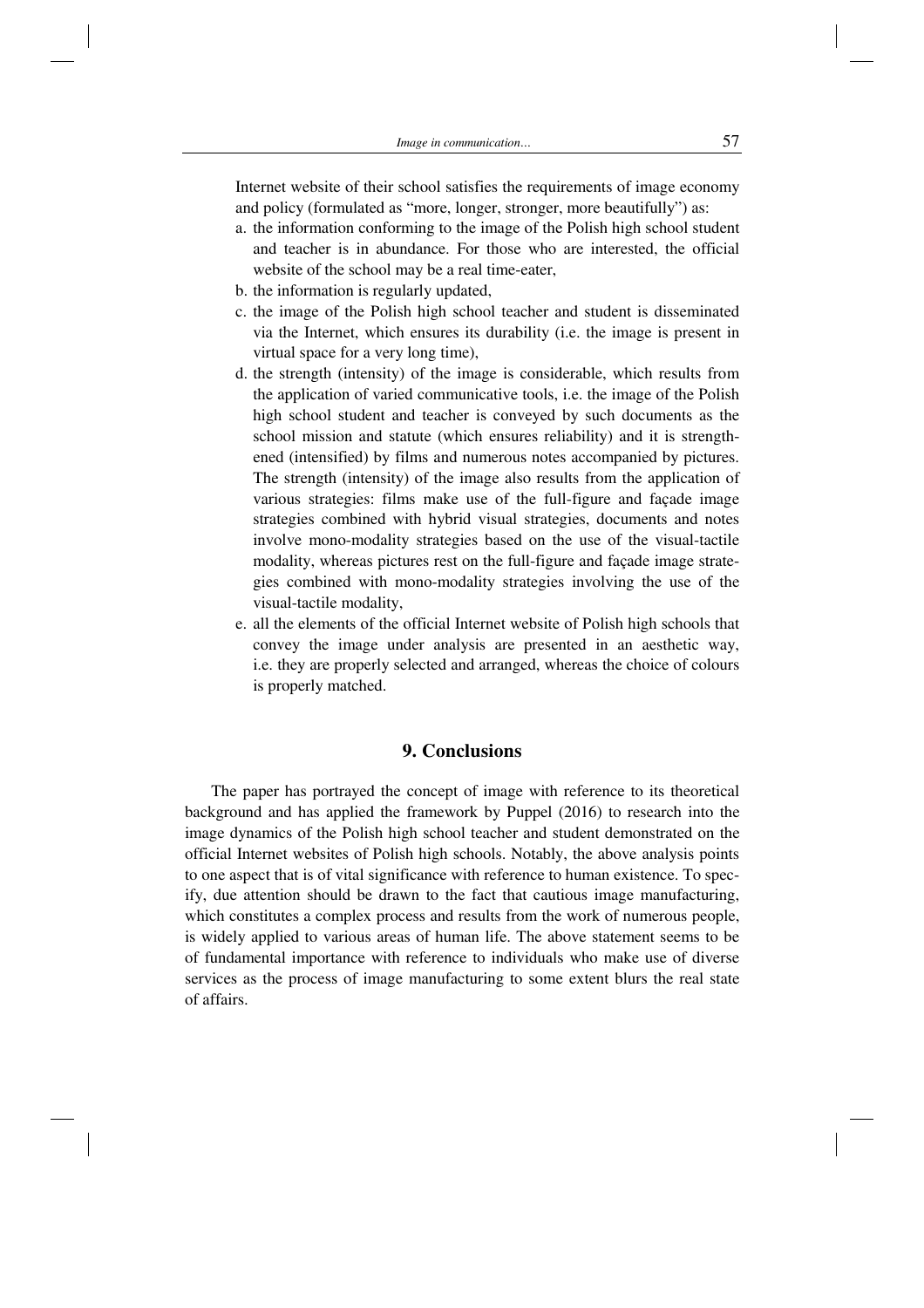Internet website of their school satisfies the requirements of image economy and policy (formulated as "more, longer, stronger, more beautifully") as:

a. the information conforming to the image of the Polish high school student and teacher is in abundance. For those who are interested, the official website of the school may be a real time-eater,
b. the information is regularly updated,
c. the image of the Polish high school teacher and student is disseminated via the Internet, which ensures its durability (i.e. the image is present in virtual space for a very long time),
d. the strength (intensity) of the image is considerable, which results from the application of varied communicative tools, i.e. the image of the Polish high school student and teacher is conveyed by such documents as the school mission and statute (which ensures reliability) and it is strengthened (intensified) by films and numerous notes accompanied by pictures. The strength (intensity) of the image also results from the application of various strategies: films make use of the full-figure and façade image strategies combined with hybrid visual strategies, documents and notes involve mono-modality strategies based on the use of the visual-tactile modality, whereas pictures rest on the full-figure and façade image strategies combined with mono-modality strategies involving the use of the visual-tactile modality,
e. all the elements of the official Internet website of Polish high schools that convey the image under analysis are presented in an aesthetic way, i.e. they are properly selected and arranged, whereas the choice of colours is properly matched.

## 9. Conclusions

The paper has portrayed the concept of image with reference to its theoretical background and has applied the framework by Puppel (2016) to research into the image dynamics of the Polish high school teacher and student demonstrated on the official Internet websites of Polish high schools. Notably, the above analysis points to one aspect that is of vital significance with reference to human existence. To specify, due attention should be drawn to the fact that cautious image manufacturing, which constitutes a complex process and results from the work of numerous people, is widely applied to various areas of human life. The above statement seems to be of fundamental importance with reference to individuals who make use of diverse services as the process of image manufacturing to some extent blurs the real state of affairs.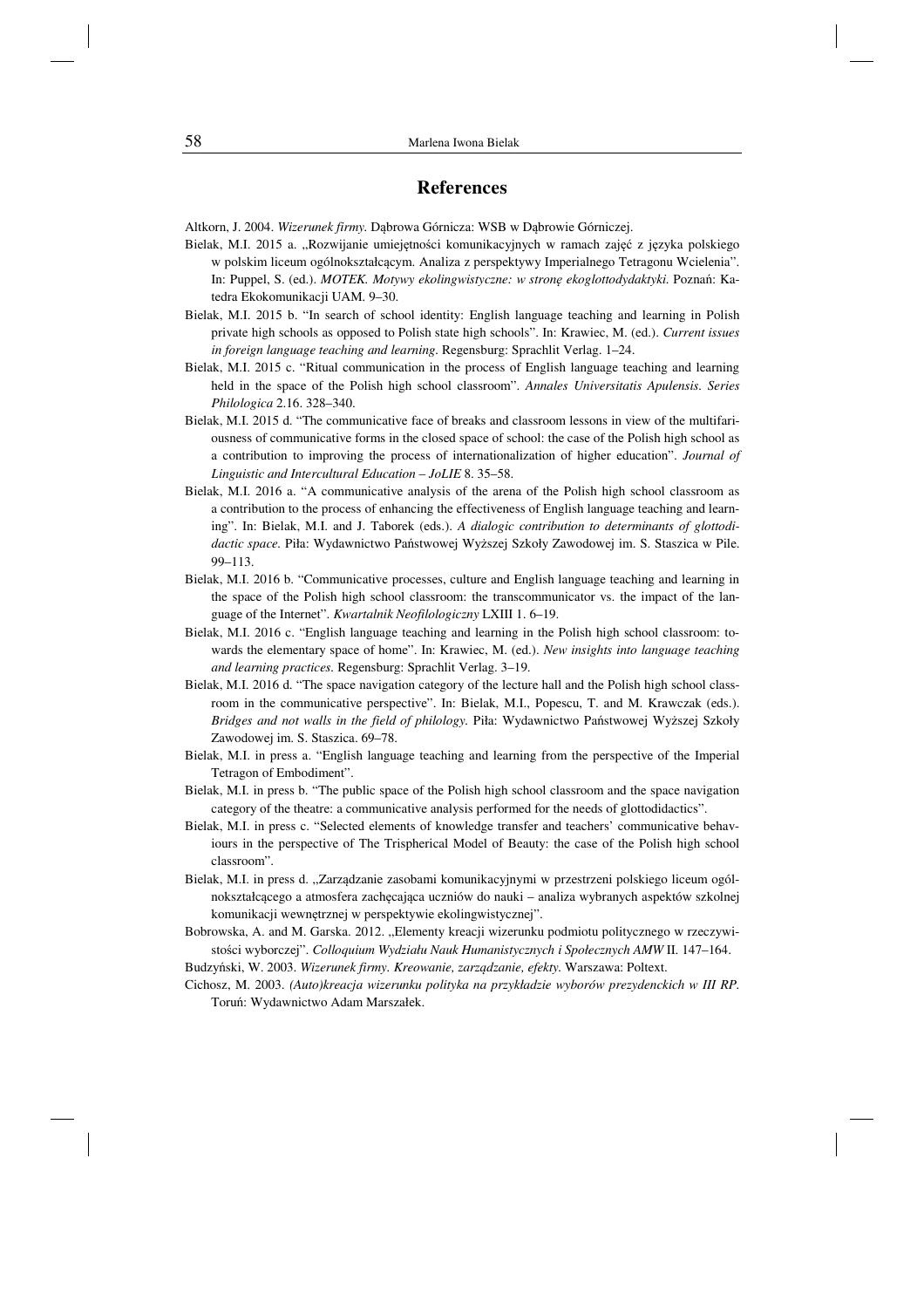## References

Altkorn, J. 2004. *Wizerunek firmy*. Dąbrowa Górnicza: WSB w Dąbrowie Górniczej.

Bielak, M.I. 2015 a. „Rozwijanie umiejętności komunikacyjnych w ramach zajęć z języka polskiego w polskim liceum ogólnokształcącym. Analiza z perspektywy Imperialnego Tetragonu Wcielenia". In: Puppel, S. (ed.). *MOTEK. Motywy ekolingwistyczne: w stronę ekoglottodydaktyki*. Poznań: Katedra Ekokomunikacji UAM. 9–30.

Bielak, M.I. 2015 b. "In search of school identity: English language teaching and learning in Polish private high schools as opposed to Polish state high schools". In: Krawiec, M. (ed.). *Current issues in foreign language teaching and learning*. Regensburg: Sprachlit Verlag. 1–24.

Bielak, M.I. 2015 c. "Ritual communication in the process of English language teaching and learning held in the space of the Polish high school classroom". *Annales Universitatis Apulensis. Series Philologica* 2.16. 328–340.

Bielak, M.I. 2015 d. "The communicative face of breaks and classroom lessons in view of the multifariousness of communicative forms in the closed space of school: the case of the Polish high school as a contribution to improving the process of internationalization of higher education". *Journal of Linguistic and Intercultural Education – JoLIE* 8. 35–58.

Bielak, M.I. 2016 a. "A communicative analysis of the arena of the Polish high school classroom as a contribution to the process of enhancing the effectiveness of English language teaching and learning". In: Bielak, M.I. and J. Taborek (eds.). *A dialogic contribution to determinants of glottodidactic space*. Piła: Wydawnictwo Państwowej Wyższej Szkoły Zawodowej im. S. Staszica w Pile. 99–113.

Bielak, M.I. 2016 b. "Communicative processes, culture and English language teaching and learning in the space of the Polish high school classroom: the transcommunicator vs. the impact of the language of the Internet". *Kwartalnik Neofilologiczny* LXIII 1. 6–19.

Bielak, M.I. 2016 c. "English language teaching and learning in the Polish high school classroom: towards the elementary space of home". In: Krawiec, M. (ed.). *New insights into language teaching and learning practices*. Regensburg: Sprachlit Verlag. 3–19.

Bielak, M.I. 2016 d. "The space navigation category of the lecture hall and the Polish high school classroom in the communicative perspective". In: Bielak, M.I., Popescu, T. and M. Krawczak (eds.). *Bridges and not walls in the field of philology*. Piła: Wydawnictwo Państwowej Wyższej Szkoły Zawodowej im. S. Staszica. 69–78.

Bielak, M.I. in press a. "English language teaching and learning from the perspective of the Imperial Tetragon of Embodiment".

Bielak, M.I. in press b. "The public space of the Polish high school classroom and the space navigation category of the theatre: a communicative analysis performed for the needs of glottodidactics".

Bielak, M.I. in press c. "Selected elements of knowledge transfer and teachers' communicative behaviours in the perspective of The Trispherical Model of Beauty: the case of the Polish high school classroom".

Bielak, M.I. in press d. „Zarządzanie zasobami komunikacyjnymi w przestrzeni polskiego liceum ogólnokształcącego a atmosfera zachęcająca uczniów do nauki – analiza wybranych aspektów szkolnej komunikacji wewnętrznej w perspektywie ekolingwistycznej".

Bobrowska, A. and M. Garska. 2012. „Elementy kreacji wizerunku podmiotu politycznego w rzeczywistości wyborczej". *Colloquium Wydziału Nauk Humanistycznych i Społecznych AMW* II. 147–164.

Budzyński, W. 2003. *Wizerunek firmy. Kreowanie, zarządzanie, efekty*. Warszawa: Poltext.

Cichosz, M. 2003. *(Auto)kreacja wizerunku polityka na przykładzie wyborów prezydenckich w III RP*. Toruń: Wydawnictwo Adam Marszałek.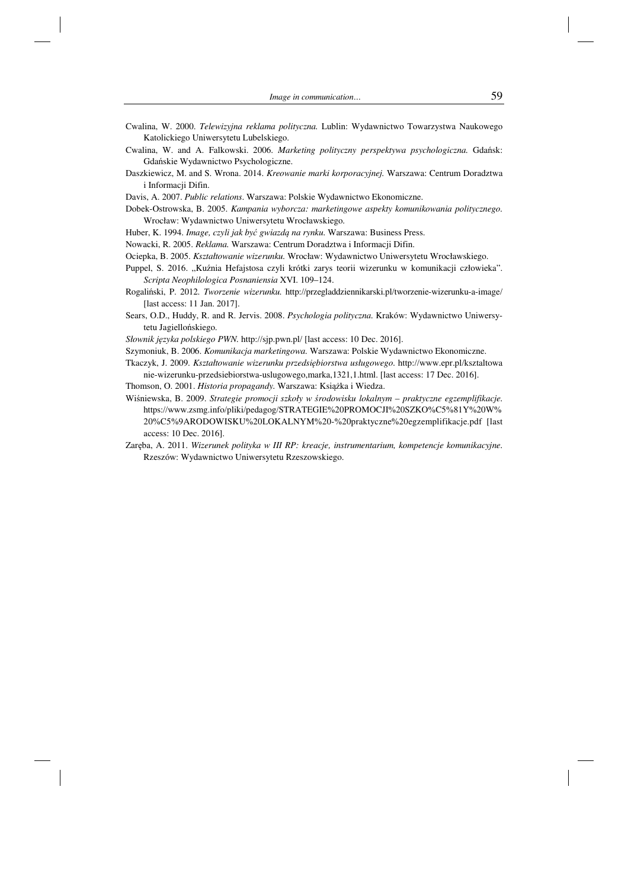Cwalina, W. 2000. *Telewizyjna reklama polityczna.* Lublin: Wydawnictwo Towarzystwa Naukowego Katolickiego Uniwersytetu Lubelskiego.

Cwalina, W. and A. Falkowski. 2006. *Marketing polityczny perspektywa psychologiczna.* Gdańsk: Gdańskie Wydawnictwo Psychologiczne.

Daszkiewicz, M. and S. Wrona. 2014. *Kreowanie marki korporacyjnej.* Warszawa: Centrum Doradztwa i Informacji Difin.

Davis, A. 2007. *Public relations*. Warszawa: Polskie Wydawnictwo Ekonomiczne.

Dobek-Ostrowska, B. 2005. *Kampania wyborcza: marketingowe aspekty komunikowania politycznego.* Wrocław: Wydawnictwo Uniwersytetu Wrocławskiego.

Huber, K. 1994. *Image, czyli jak być gwiazdą na rynku.* Warszawa: Business Press.

Nowacki, R. 2005. *Reklama.* Warszawa: Centrum Doradztwa i Informacji Difin.

Ociepka, B. 2005. *Kształtowanie wizerunku.* Wrocław: Wydawnictwo Uniwersytetu Wrocławskiego.

Puppel, S. 2016. „Kuźnia Hefajstosa czyli krótki zarys teorii wizerunku w komunikacji człowieka". *Scripta Neophilologica Posnaniensia* XVI. 109–124.

Rogaliński, P. 2012. *Tworzenie wizerunku.* http://przegladdziennikarski.pl/tworzenie-wizerunku-a-image/ [last access: 11 Jan. 2017].

Sears, O.D., Huddy, R. and R. Jervis. 2008. *Psychologia polityczna.* Kraków: Wydawnictwo Uniwersytetu Jagiellońskiego.

*Słownik języka polskiego PWN.* http://sjp.pwn.pl/ [last access: 10 Dec. 2016].

Szymoniuk, B. 2006. *Komunikacja marketingowa.* Warszawa: Polskie Wydawnictwo Ekonomiczne.

Tkaczyk, J. 2009. *Kształtowanie wizerunku przedsiębiorstwa usługowego.* http://www.epr.pl/ksztaltowanie-wizerunku-przedsiebiorstwa-uslugowego,marka,1321,1.html. [last access: 17 Dec. 2016].

Thomson, O. 2001. *Historia propagandy.* Warszawa: Książka i Wiedza.

Wiśniewska, B. 2009. *Strategie promocji szkoły w środowisku lokalnym – praktyczne egzemplifikacje.* https://www.zsmg.info/pliki/pedagog/STRATEGIE%20PROMOCJI%20SZKO%C5%81Y%20W%20%C5%9ARODOWISKU%20LOKALNYM%20-%20praktyczne%20egzemplifikacje.pdf [last access: 10 Dec. 2016].

Zaręba, A. 2011. *Wizerunek polityka w III RP: kreacje, instrumentarium, kompetencje komunikacyjne.* Rzeszów: Wydawnictwo Uniwersytetu Rzeszowskiego.